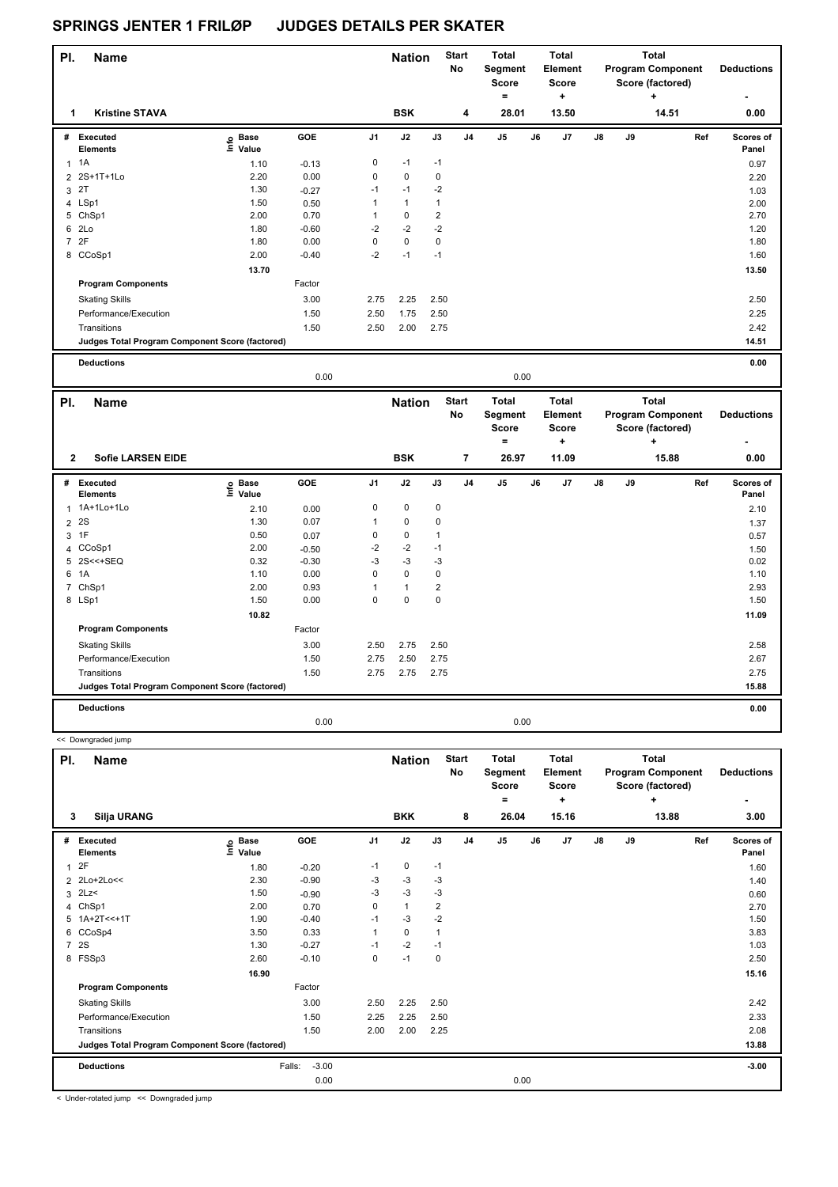# SPRINGS JENTER 1 FRILØP JUDGES DETAILS PER SKATER

| Pl. | Name | Nation | Start No | Total Segment Score = | Total Element Score + | Total Program Component Score (factored) + | Deductions - |
|---|---|---|---|---|---|---|---|
| 1 | Kristine STAVA | BSK | 4 | 28.01 | 13.50 | 14.51 | 0.00 |

| # | Executed Elements | Info | Base Value | GOE | J1 | J2 | J3 | J4 | J5 | J6 | J7 | J8 | J9 | Ref | Scores of Panel |
|---|---|---|---|---|---|---|---|---|---|---|---|---|---|---|---|
| 1 | 1A | | 1.10 | -0.13 | 0 | -1 | -1 | | | | | | | | 0.97 |
| 2 | 2S+1T+1Lo | | 2.20 | 0.00 | 0 | 0 | 0 | | | | | | | | 2.20 |
| 3 | 2T | | 1.30 | -0.27 | -1 | -1 | -2 | | | | | | | | 1.03 |
| 4 | LSp1 | | 1.50 | 0.50 | 1 | 1 | 1 | | | | | | | | 2.00 |
| 5 | ChSp1 | | 2.00 | 0.70 | 1 | 0 | 2 | | | | | | | | 2.70 |
| 6 | 2Lo | | 1.80 | -0.60 | -2 | -2 | -2 | | | | | | | | 1.20 |
| 7 | 2F | | 1.80 | 0.00 | 0 | 0 | 0 | | | | | | | | 1.80 |
| 8 | CCoSp1 | | 2.00 | -0.40 | -2 | -1 | -1 | | | | | | | | 1.60 |
| | | | 13.70 | | | | | | | | | | | | 13.50 |
| | **Program Components** | | | Factor | | | | | | | | | | | |
| | Skating Skills | | | 3.00 | 2.75 | 2.25 | 2.50 | | | | | | | | 2.50 |
| | Performance/Execution | | | 1.50 | 2.50 | 1.75 | 2.50 | | | | | | | | 2.25 |
| | Transitions | | | 1.50 | 2.50 | 2.00 | 2.75 | | | | | | | | 2.42 |
| | **Judges Total Program Component Score (factored)** | | | | | | | | | | | | | | 14.51 |
| | **Deductions** | | | | | | | | | | | | | | 0.00 |
| | | | | 0.00 | | | | | 0.00 | | | | | | |

| Pl. | Name | Nation | Start No | Total Segment Score = | Total Element Score + | Total Program Component Score (factored) + | Deductions - |
|---|---|---|---|---|---|---|---|
| 2 | Sofie LARSEN EIDE | BSK | 7 | 26.97 | 11.09 | 15.88 | 0.00 |

| # | Executed Elements | Info | Base Value | GOE | J1 | J2 | J3 | J4 | J5 | J6 | J7 | J8 | J9 | Ref | Scores of Panel |
|---|---|---|---|---|---|---|---|---|---|---|---|---|---|---|---|
| 1 | 1A+1Lo+1Lo | | 2.10 | 0.00 | 0 | 0 | 0 | | | | | | | | 2.10 |
| 2 | 2S | | 1.30 | 0.07 | 1 | 0 | 0 | | | | | | | | 1.37 |
| 3 | 1F | | 0.50 | 0.07 | 0 | 0 | 1 | | | | | | | | 0.57 |
| 4 | CCoSp1 | | 2.00 | -0.50 | -2 | -2 | -1 | | | | | | | | 1.50 |
| 5 | 2S<<+SEQ | | 0.32 | -0.30 | -3 | -3 | -3 | | | | | | | | 0.02 |
| 6 | 1A | | 1.10 | 0.00 | 0 | 0 | 0 | | | | | | | | 1.10 |
| 7 | ChSp1 | | 2.00 | 0.93 | 1 | 1 | 2 | | | | | | | | 2.93 |
| 8 | LSp1 | | 1.50 | 0.00 | 0 | 0 | 0 | | | | | | | | 1.50 |
| | | | 10.82 | | | | | | | | | | | | 11.09 |
| | **Program Components** | | | Factor | | | | | | | | | | | |
| | Skating Skills | | | 3.00 | 2.50 | 2.75 | 2.50 | | | | | | | | 2.58 |
| | Performance/Execution | | | 1.50 | 2.75 | 2.50 | 2.75 | | | | | | | | 2.67 |
| | Transitions | | | 1.50 | 2.75 | 2.75 | 2.75 | | | | | | | | 2.75 |
| | **Judges Total Program Component Score (factored)** | | | | | | | | | | | | | | 15.88 |
| | **Deductions** | | | | | | | | | | | | | | 0.00 |
| | | | | 0.00 | | | | | 0.00 | | | | | | |

<< Downgraded jump

| Pl. | Name | Nation | Start No | Total Segment Score = | Total Element Score + | Total Program Component Score (factored) + | Deductions - |
|---|---|---|---|---|---|---|---|
| 3 | Silja URANG | BKK | 8 | 26.04 | 15.16 | 13.88 | 3.00 |

| # | Executed Elements | Info | Base Value | GOE | J1 | J2 | J3 | J4 | J5 | J6 | J7 | J8 | J9 | Ref | Scores of Panel |
|---|---|---|---|---|---|---|---|---|---|---|---|---|---|---|---|
| 1 | 2F | | 1.80 | -0.20 | -1 | 0 | -1 | | | | | | | | 1.60 |
| 2 | 2Lo+2Lo<< | | 2.30 | -0.90 | -3 | -3 | -3 | | | | | | | | 1.40 |
| 3 | 2Lz< | | 1.50 | -0.90 | -3 | -3 | -3 | | | | | | | | 0.60 |
| 4 | ChSp1 | | 2.00 | 0.70 | 0 | 1 | 2 | | | | | | | | 2.70 |
| 5 | 1A+2T<<+1T | | 1.90 | -0.40 | -1 | -3 | -2 | | | | | | | | 1.50 |
| 6 | CCoSp4 | | 3.50 | 0.33 | 1 | 0 | 1 | | | | | | | | 3.83 |
| 7 | 2S | | 1.30 | -0.27 | -1 | -2 | -1 | | | | | | | | 1.03 |
| 8 | FSSp3 | | 2.60 | -0.10 | 0 | -1 | 0 | | | | | | | | 2.50 |
| | | | 16.90 | | | | | | | | | | | | 15.16 |
| | **Program Components** | | | Factor | | | | | | | | | | | |
| | Skating Skills | | | 3.00 | 2.50 | 2.25 | 2.50 | | | | | | | | 2.42 |
| | Performance/Execution | | | 1.50 | 2.25 | 2.25 | 2.50 | | | | | | | | 2.33 |
| | Transitions | | | 1.50 | 2.00 | 2.00 | 2.25 | | | | | | | | 2.08 |
| | **Judges Total Program Component Score (factored)** | | | | | | | | | | | | | | 13.88 |
| | **Deductions** | | | Falls: -3.00 | | | | | | | | | | | -3.00 |
| | | | | 0.00 | | | | | 0.00 | | | | | | |

< Under-rotated jump << Downgraded jump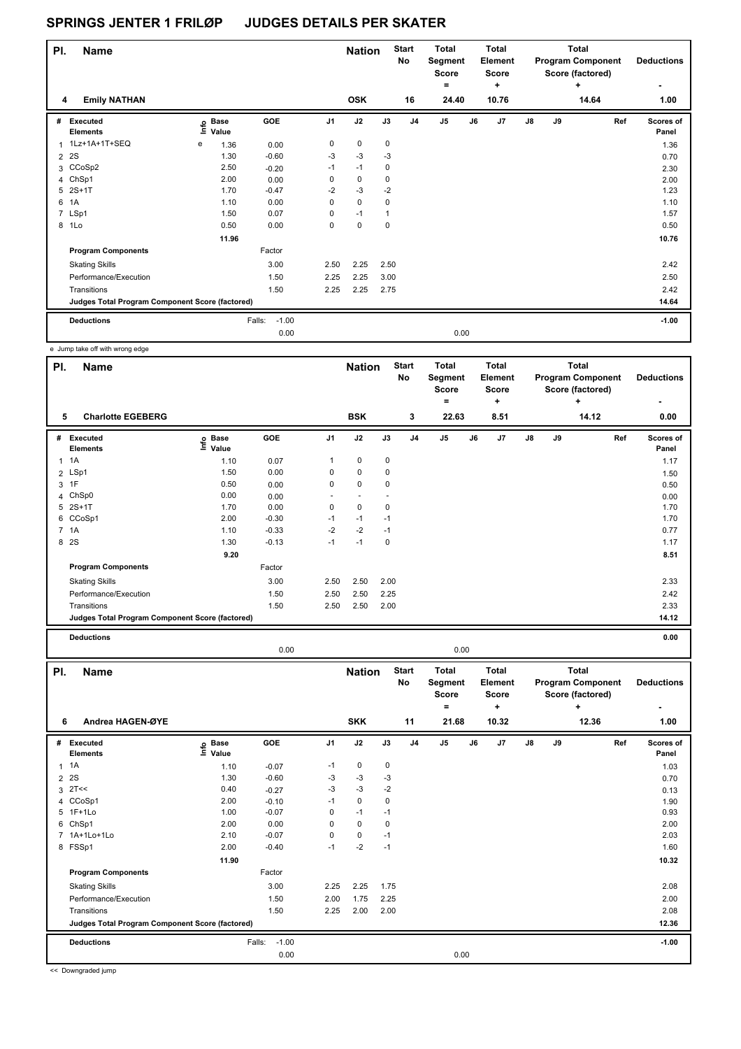# SPRINGS JENTER 1 FRILØP JUDGES DETAILS PER SKATER

| Pl. | Name | Nation | Start No | Total Segment Score = | Total Element Score + | Total Program Component Score (factored) + | Deductions - |
|---|---|---|---|---|---|---|---|
| 4 | Emily NATHAN | OSK | 16 | 24.40 | 10.76 | 14.64 | 1.00 |

| # | Executed Elements | Info | Base Value | GOE | J1 | J2 | J3 | J4 | J5 | J6 | J7 | J8 | J9 | Ref | Scores of Panel |
|---|---|---|---|---|---|---|---|---|---|---|---|---|---|---|---|
| 1 | 1Lz+1A+1T+SEQ | e | 1.36 | 0.00 | 0 | 0 | 0 | | | | | | | | 1.36 |
| 2 | 2S | | 1.30 | -0.60 | -3 | -3 | -3 | | | | | | | | 0.70 |
| 3 | CCoSp2 | | 2.50 | -0.20 | -1 | -1 | 0 | | | | | | | | 2.30 |
| 4 | ChSp1 | | 2.00 | 0.00 | 0 | 0 | 0 | | | | | | | | 2.00 |
| 5 | 2S+1T | | 1.70 | -0.47 | -2 | -3 | -2 | | | | | | | | 1.23 |
| 6 | 1A | | 1.10 | 0.00 | 0 | 0 | 0 | | | | | | | | 1.10 |
| 7 | LSp1 | | 1.50 | 0.07 | 0 | -1 | 1 | | | | | | | | 1.57 |
| 8 | 1Lo | | 0.50 | 0.00 | 0 | 0 | 0 | | | | | | | | 0.50 |
| | | | 11.96 | | | | | | | | | | | | 10.76 |
| | **Program Components** | | | Factor | | | | | | | | | | | |
| | Skating Skills | | | 3.00 | 2.50 | 2.25 | 2.50 | | | | | | | | 2.42 |
| | Performance/Execution | | | 1.50 | 2.25 | 2.25 | 3.00 | | | | | | | | 2.50 |
| | Transitions | | | 1.50 | 2.25 | 2.25 | 2.75 | | | | | | | | 2.42 |
| | **Judges Total Program Component Score (factored)** | | | | | | | | | | | | | | 14.64 |
| | **Deductions** | | | Falls: -1.00 | | | | | | | | | | | -1.00 |
| | | | | 0.00 | | | | | 0.00 | | | | | | |

e Jump take off with wrong edge

| Pl. | Name | Nation | Start No | Total Segment Score = | Total Element Score + | Total Program Component Score (factored) + | Deductions - |
|---|---|---|---|---|---|---|---|
| 5 | Charlotte EGEBERG | BSK | 3 | 22.63 | 8.51 | 14.12 | 0.00 |

| # | Executed Elements | Info | Base Value | GOE | J1 | J2 | J3 | J4 | J5 | J6 | J7 | J8 | J9 | Ref | Scores of Panel |
|---|---|---|---|---|---|---|---|---|---|---|---|---|---|---|---|
| 1 | 1A | | 1.10 | 0.07 | 1 | 0 | 0 | | | | | | | | 1.17 |
| 2 | LSp1 | | 1.50 | 0.00 | 0 | 0 | 0 | | | | | | | | 1.50 |
| 3 | 1F | | 0.50 | 0.00 | 0 | 0 | 0 | | | | | | | | 0.50 |
| 4 | ChSp0 | | 0.00 | 0.00 | - | - | - | | | | | | | | 0.00 |
| 5 | 2S+1T | | 1.70 | 0.00 | 0 | 0 | 0 | | | | | | | | 1.70 |
| 6 | CCoSp1 | | 2.00 | -0.30 | -1 | -1 | -1 | | | | | | | | 1.70 |
| 7 | 1A | | 1.10 | -0.33 | -2 | -2 | -1 | | | | | | | | 0.77 |
| 8 | 2S | | 1.30 | -0.13 | -1 | -1 | 0 | | | | | | | | 1.17 |
| | | | 9.20 | | | | | | | | | | | | 8.51 |
| | **Program Components** | | | Factor | | | | | | | | | | | |
| | Skating Skills | | | 3.00 | 2.50 | 2.50 | 2.00 | | | | | | | | 2.33 |
| | Performance/Execution | | | 1.50 | 2.50 | 2.50 | 2.25 | | | | | | | | 2.42 |
| | Transitions | | | 1.50 | 2.50 | 2.50 | 2.00 | | | | | | | | 2.33 |
| | **Judges Total Program Component Score (factored)** | | | | | | | | | | | | | | 14.12 |
| | **Deductions** | | | | | | | | | | | | | | 0.00 |
| | | | | 0.00 | | | | | 0.00 | | | | | | |

| Pl. | Name | Nation | Start No | Total Segment Score = | Total Element Score + | Total Program Component Score (factored) + | Deductions - |
|---|---|---|---|---|---|---|---|
| 6 | Andrea HAGEN-ØYE | SKK | 11 | 21.68 | 10.32 | 12.36 | 1.00 |

| # | Executed Elements | Info | Base Value | GOE | J1 | J2 | J3 | J4 | J5 | J6 | J7 | J8 | J9 | Ref | Scores of Panel |
|---|---|---|---|---|---|---|---|---|---|---|---|---|---|---|---|
| 1 | 1A | | 1.10 | -0.07 | -1 | 0 | 0 | | | | | | | | 1.03 |
| 2 | 2S | | 1.30 | -0.60 | -3 | -3 | -3 | | | | | | | | 0.70 |
| 3 | 2T<< | | 0.40 | -0.27 | -3 | -3 | -2 | | | | | | | | 0.13 |
| 4 | CCoSp1 | | 2.00 | -0.10 | -1 | 0 | 0 | | | | | | | | 1.90 |
| 5 | 1F+1Lo | | 1.00 | -0.07 | 0 | -1 | -1 | | | | | | | | 0.93 |
| 6 | ChSp1 | | 2.00 | 0.00 | 0 | 0 | 0 | | | | | | | | 2.00 |
| 7 | 1A+1Lo+1Lo | | 2.10 | -0.07 | 0 | 0 | -1 | | | | | | | | 2.03 |
| 8 | FSSp1 | | 2.00 | -0.40 | -1 | -2 | -1 | | | | | | | | 1.60 |
| | | | 11.90 | | | | | | | | | | | | 10.32 |
| | **Program Components** | | | Factor | | | | | | | | | | | |
| | Skating Skills | | | 3.00 | 2.25 | 2.25 | 1.75 | | | | | | | | 2.08 |
| | Performance/Execution | | | 1.50 | 2.00 | 1.75 | 2.25 | | | | | | | | 2.00 |
| | Transitions | | | 1.50 | 2.25 | 2.00 | 2.00 | | | | | | | | 2.08 |
| | **Judges Total Program Component Score (factored)** | | | | | | | | | | | | | | 12.36 |
| | **Deductions** | | | Falls: -1.00 | | | | | | | | | | | -1.00 |
| | | | | 0.00 | | | | | 0.00 | | | | | | |

<< Downgraded jump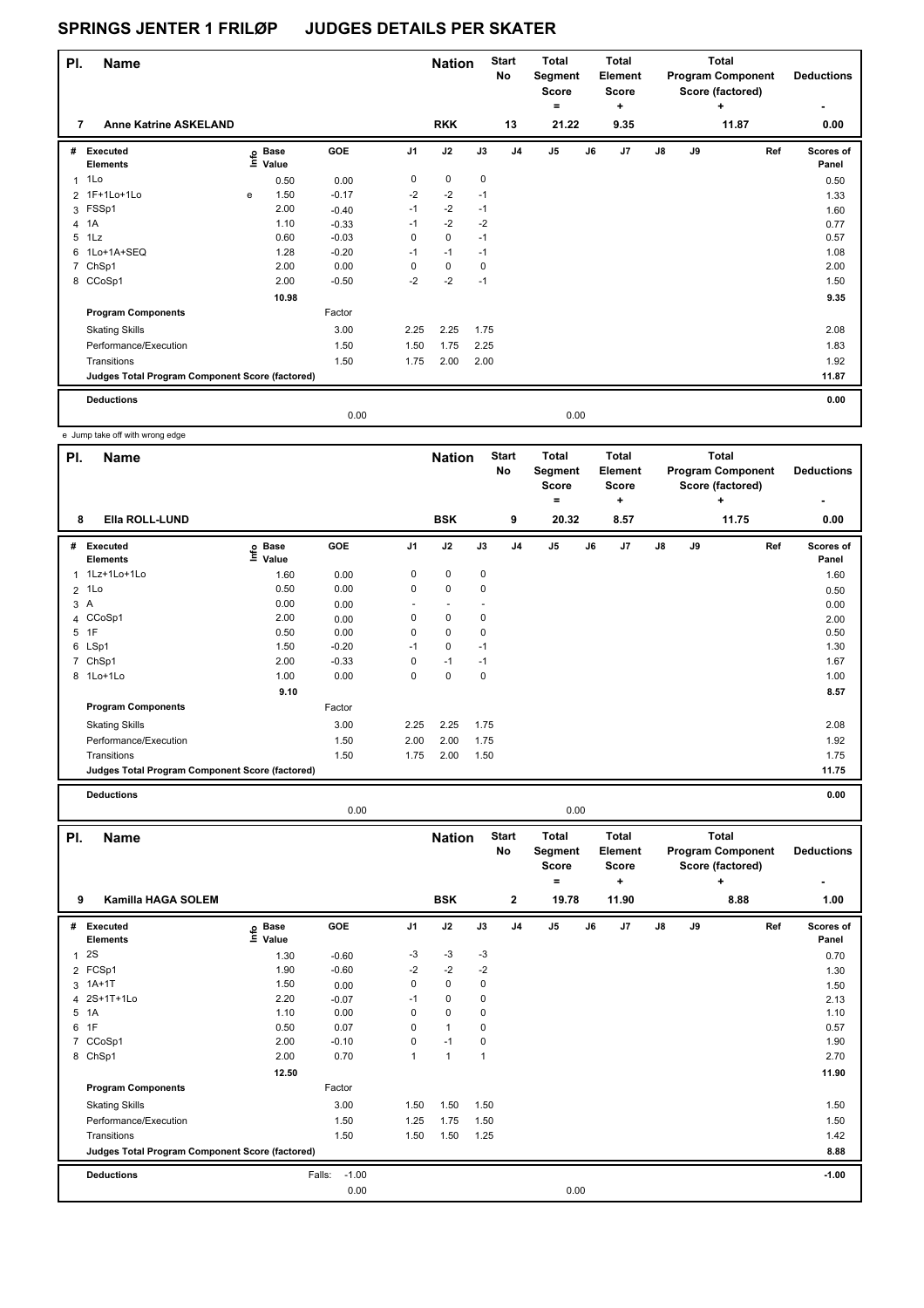# SPRINGS JENTER 1 FRILØP JUDGES DETAILS PER SKATER

| Pl. | Name | Nation | Start No | Total Segment Score = | Total Element Score + | Total Program Component Score (factored) + | Deductions - |
|---|---|---|---|---|---|---|---|
| 7 | Anne Katrine ASKELAND | RKK | 13 | 21.22 | 9.35 | 11.87 | 0.00 |

| # | Executed Elements | Info | Base Value | GOE | J1 | J2 | J3 | J4 | J5 | J6 | J7 | J8 | J9 | Ref | Scores of Panel |
|---|---|---|---|---|---|---|---|---|---|---|---|---|---|---|---|
| 1 | 1Lo | | 0.50 | 0.00 | 0 | 0 | 0 | | | | | | | | 0.50 |
| 2 | 1F+1Lo+1Lo | e | 1.50 | -0.17 | -2 | -2 | -1 | | | | | | | | 1.33 |
| 3 | FSSp1 | | 2.00 | -0.40 | -1 | -2 | -1 | | | | | | | | 1.60 |
| 4 | 1A | | 1.10 | -0.33 | -1 | -2 | -2 | | | | | | | | 0.77 |
| 5 | 1Lz | | 0.60 | -0.03 | 0 | 0 | -1 | | | | | | | | 0.57 |
| 6 | 1Lo+1A+SEQ | | 1.28 | -0.20 | -1 | -1 | -1 | | | | | | | | 1.08 |
| 7 | ChSp1 | | 2.00 | 0.00 | 0 | 0 | 0 | | | | | | | | 2.00 |
| 8 | CCoSp1 | | 2.00 | -0.50 | -2 | -2 | -1 | | | | | | | | 1.50 |
| | | | 10.98 | | | | | | | | | | | | 9.35 |
| | Program Components | | | Factor | | | | | | | | | | | |
| | Skating Skills | | | 3.00 | 2.25 | 2.25 | 1.75 | | | | | | | | 2.08 |
| | Performance/Execution | | | 1.50 | 1.50 | 1.75 | 2.25 | | | | | | | | 1.83 |
| | Transitions | | | 1.50 | 1.75 | 2.00 | 2.00 | | | | | | | | 1.92 |
| | Judges Total Program Component Score (factored) | | | | | | | | | | | | | | 11.87 |
| | Deductions | | | | | | | | | | | | | | 0.00 |
| | | | | 0.00 | | | | | 0.00 | | | | | | |

e Jump take off with wrong edge

| Pl. | Name | Nation | Start No | Total Segment Score = | Total Element Score + | Total Program Component Score (factored) + | Deductions - |
|---|---|---|---|---|---|---|---|
| 8 | Ella ROLL-LUND | BSK | 9 | 20.32 | 8.57 | 11.75 | 0.00 |

| # | Executed Elements | Info | Base Value | GOE | J1 | J2 | J3 | J4 | J5 | J6 | J7 | J8 | J9 | Ref | Scores of Panel |
|---|---|---|---|---|---|---|---|---|---|---|---|---|---|---|---|
| 1 | 1Lz+1Lo+1Lo | | 1.60 | 0.00 | 0 | 0 | 0 | | | | | | | | 1.60 |
| 2 | 1Lo | | 0.50 | 0.00 | 0 | 0 | 0 | | | | | | | | 0.50 |
| 3 | A | | 0.00 | 0.00 | - | - | - | | | | | | | | 0.00 |
| 4 | CCoSp1 | | 2.00 | 0.00 | 0 | 0 | 0 | | | | | | | | 2.00 |
| 5 | 1F | | 0.50 | 0.00 | 0 | 0 | 0 | | | | | | | | 0.50 |
| 6 | LSp1 | | 1.50 | -0.20 | -1 | 0 | -1 | | | | | | | | 1.30 |
| 7 | ChSp1 | | 2.00 | -0.33 | 0 | -1 | -1 | | | | | | | | 1.67 |
| 8 | 1Lo+1Lo | | 1.00 | 0.00 | 0 | 0 | 0 | | | | | | | | 1.00 |
| | | | 9.10 | | | | | | | | | | | | 8.57 |
| | Program Components | | | Factor | | | | | | | | | | | |
| | Skating Skills | | | 3.00 | 2.25 | 2.25 | 1.75 | | | | | | | | 2.08 |
| | Performance/Execution | | | 1.50 | 2.00 | 2.00 | 1.75 | | | | | | | | 1.92 |
| | Transitions | | | 1.50 | 1.75 | 2.00 | 1.50 | | | | | | | | 1.75 |
| | Judges Total Program Component Score (factored) | | | | | | | | | | | | | | 11.75 |
| | Deductions | | | | | | | | | | | | | | 0.00 |
| | | | | 0.00 | | | | | 0.00 | | | | | | |

| Pl. | Name | Nation | Start No | Total Segment Score = | Total Element Score + | Total Program Component Score (factored) + | Deductions - |
|---|---|---|---|---|---|---|---|
| 9 | Kamilla HAGA SOLEM | BSK | 2 | 19.78 | 11.90 | 8.88 | 1.00 |

| # | Executed Elements | Info | Base Value | GOE | J1 | J2 | J3 | J4 | J5 | J6 | J7 | J8 | J9 | Ref | Scores of Panel |
|---|---|---|---|---|---|---|---|---|---|---|---|---|---|---|---|
| 1 | 2S | | 1.30 | -0.60 | -3 | -3 | -3 | | | | | | | | 0.70 |
| 2 | FCSp1 | | 1.90 | -0.60 | -2 | -2 | -2 | | | | | | | | 1.30 |
| 3 | 1A+1T | | 1.50 | 0.00 | 0 | 0 | 0 | | | | | | | | 1.50 |
| 4 | 2S+1T+1Lo | | 2.20 | -0.07 | -1 | 0 | 0 | | | | | | | | 2.13 |
| 5 | 1A | | 1.10 | 0.00 | 0 | 0 | 0 | | | | | | | | 1.10 |
| 6 | 1F | | 0.50 | 0.07 | 0 | 1 | 0 | | | | | | | | 0.57 |
| 7 | CCoSp1 | | 2.00 | -0.10 | 0 | -1 | 0 | | | | | | | | 1.90 |
| 8 | ChSp1 | | 2.00 | 0.70 | 1 | 1 | 1 | | | | | | | | 2.70 |
| | | | 12.50 | | | | | | | | | | | | 11.90 |
| | Program Components | | | Factor | | | | | | | | | | | |
| | Skating Skills | | | 3.00 | 1.50 | 1.50 | 1.50 | | | | | | | | 1.50 |
| | Performance/Execution | | | 1.50 | 1.25 | 1.75 | 1.50 | | | | | | | | 1.50 |
| | Transitions | | | 1.50 | 1.50 | 1.50 | 1.25 | | | | | | | | 1.42 |
| | Judges Total Program Component Score (factored) | | | | | | | | | | | | | | 8.88 |
| | Deductions | | Falls: | -1.00 | | | | | | | | | | | -1.00 |
| | | | | 0.00 | | | | | 0.00 | | | | | | |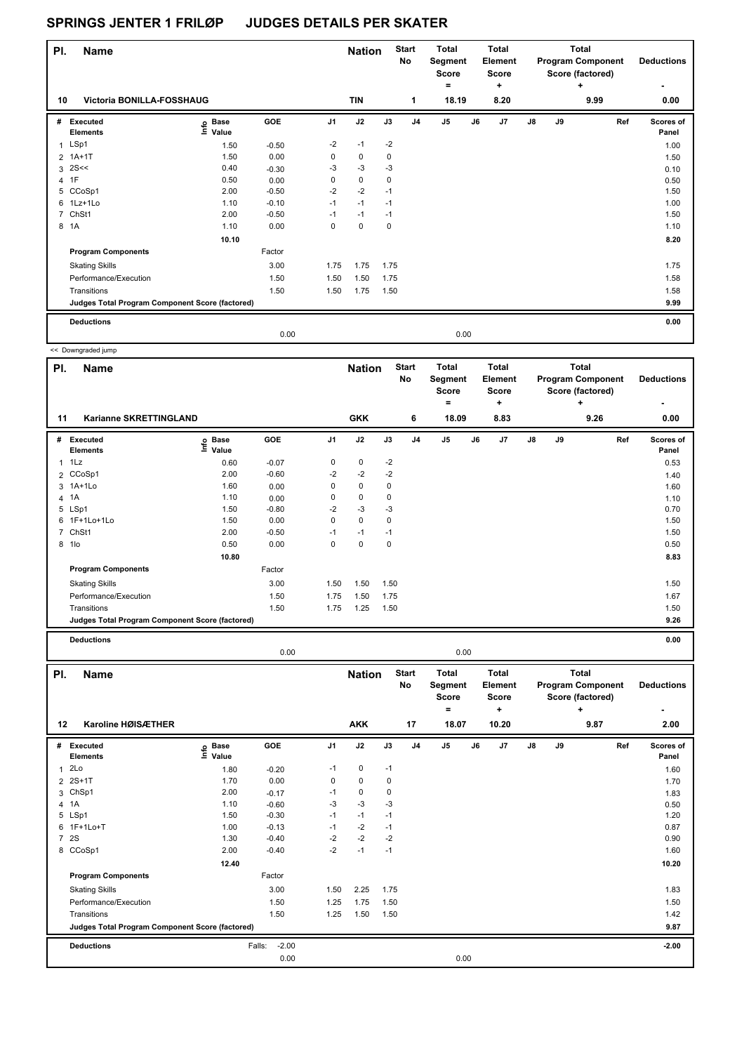# SPRINGS JENTER 1 FRILØP JUDGES DETAILS PER SKATER

| Pl. | Name | Nation | Start No | Total Segment Score = | Total Element Score + | Total Program Component Score (factored) + | Deductions - |
|---|---|---|---|---|---|---|---|
| 10 | Victoria BONILLA-FOSSHAUG | TIN | 1 | 18.19 | 8.20 | 9.99 | 0.00 |

| # | Executed Elements | Info | Base Value | GOE | J1 | J2 | J3 | J4 | J5 | J6 | J7 | J8 | J9 | Ref | Scores of Panel |
|---|---|---|---|---|---|---|---|---|---|---|---|---|---|---|---|
| 1 | LSp1 | | 1.50 | -0.50 | -2 | -1 | -2 | | | | | | | | 1.00 |
| 2 | 1A+1T | | 1.50 | 0.00 | 0 | 0 | 0 | | | | | | | | 1.50 |
| 3 | 2S<< | | 0.40 | -0.30 | -3 | -3 | -3 | | | | | | | | 0.10 |
| 4 | 1F | | 0.50 | 0.00 | 0 | 0 | 0 | | | | | | | | 0.50 |
| 5 | CCoSp1 | | 2.00 | -0.50 | -2 | -2 | -1 | | | | | | | | 1.50 |
| 6 | 1Lz+1Lo | | 1.10 | -0.10 | -1 | -1 | -1 | | | | | | | | 1.00 |
| 7 | ChSt1 | | 2.00 | -0.50 | -1 | -1 | -1 | | | | | | | | 1.50 |
| 8 | 1A | | 1.10 | 0.00 | 0 | 0 | 0 | | | | | | | | 1.10 |
| | | | 10.10 | | | | | | | | | | | | 8.20 |
| | **Program Components** | | | Factor | | | | | | | | | | | |
| | Skating Skills | | | 3.00 | 1.75 | 1.75 | 1.75 | | | | | | | | 1.75 |
| | Performance/Execution | | | 1.50 | 1.50 | 1.50 | 1.75 | | | | | | | | 1.58 |
| | Transitions | | | 1.50 | 1.50 | 1.75 | 1.50 | | | | | | | | 1.58 |
| | **Judges Total Program Component Score (factored)** | | | | | | | | | | | | | | 9.99 |
| | **Deductions** | | | | | | | | | | | | | | 0.00 |
| | | | | 0.00 | | | | | 0.00 | | | | | | |

<< Downgraded jump

| Pl. | Name | Nation | Start No | Total Segment Score = | Total Element Score + | Total Program Component Score (factored) + | Deductions - |
|---|---|---|---|---|---|---|---|
| 11 | Karianne SKRETTINGLAND | GKK | 6 | 18.09 | 8.83 | 9.26 | 0.00 |

| # | Executed Elements | Info | Base Value | GOE | J1 | J2 | J3 | J4 | J5 | J6 | J7 | J8 | J9 | Ref | Scores of Panel |
|---|---|---|---|---|---|---|---|---|---|---|---|---|---|---|---|
| 1 | 1Lz | | 0.60 | -0.07 | 0 | 0 | -2 | | | | | | | | 0.53 |
| 2 | CCoSp1 | | 2.00 | -0.60 | -2 | -2 | -2 | | | | | | | | 1.40 |
| 3 | 1A+1Lo | | 1.60 | 0.00 | 0 | 0 | 0 | | | | | | | | 1.60 |
| 4 | 1A | | 1.10 | 0.00 | 0 | 0 | 0 | | | | | | | | 1.10 |
| 5 | LSp1 | | 1.50 | -0.80 | -2 | -3 | -3 | | | | | | | | 0.70 |
| 6 | 1F+1Lo+1Lo | | 1.50 | 0.00 | 0 | 0 | 0 | | | | | | | | 1.50 |
| 7 | ChSt1 | | 2.00 | -0.50 | -1 | -1 | -1 | | | | | | | | 1.50 |
| 8 | 1lo | | 0.50 | 0.00 | 0 | 0 | 0 | | | | | | | | 0.50 |
| | | | 10.80 | | | | | | | | | | | | 8.83 |
| | **Program Components** | | | Factor | | | | | | | | | | | |
| | Skating Skills | | | 3.00 | 1.50 | 1.50 | 1.50 | | | | | | | | 1.50 |
| | Performance/Execution | | | 1.50 | 1.75 | 1.50 | 1.75 | | | | | | | | 1.67 |
| | Transitions | | | 1.50 | 1.75 | 1.25 | 1.50 | | | | | | | | 1.50 |
| | **Judges Total Program Component Score (factored)** | | | | | | | | | | | | | | 9.26 |
| | **Deductions** | | | | | | | | | | | | | | 0.00 |
| | | | | 0.00 | | | | | 0.00 | | | | | | |

| Pl. | Name | Nation | Start No | Total Segment Score = | Total Element Score + | Total Program Component Score (factored) + | Deductions - |
|---|---|---|---|---|---|---|---|
| 12 | Karoline HØISÆTHER | AKK | 17 | 18.07 | 10.20 | 9.87 | 2.00 |

| # | Executed Elements | Info | Base Value | GOE | J1 | J2 | J3 | J4 | J5 | J6 | J7 | J8 | J9 | Ref | Scores of Panel |
|---|---|---|---|---|---|---|---|---|---|---|---|---|---|---|---|
| 1 | 2Lo | | 1.80 | -0.20 | -1 | 0 | -1 | | | | | | | | 1.60 |
| 2 | 2S+1T | | 1.70 | 0.00 | 0 | 0 | 0 | | | | | | | | 1.70 |
| 3 | ChSp1 | | 2.00 | -0.17 | -1 | 0 | 0 | | | | | | | | 1.83 |
| 4 | 1A | | 1.10 | -0.60 | -3 | -3 | -3 | | | | | | | | 0.50 |
| 5 | LSp1 | | 1.50 | -0.30 | -1 | -1 | -1 | | | | | | | | 1.20 |
| 6 | 1F+1Lo+T | | 1.00 | -0.13 | -1 | -2 | -1 | | | | | | | | 0.87 |
| 7 | 2S | | 1.30 | -0.40 | -2 | -2 | -2 | | | | | | | | 0.90 |
| 8 | CCoSp1 | | 2.00 | -0.40 | -2 | -1 | -1 | | | | | | | | 1.60 |
| | | | 12.40 | | | | | | | | | | | | 10.20 |
| | **Program Components** | | | Factor | | | | | | | | | | | |
| | Skating Skills | | | 3.00 | 1.50 | 2.25 | 1.75 | | | | | | | | 1.83 |
| | Performance/Execution | | | 1.50 | 1.25 | 1.75 | 1.50 | | | | | | | | 1.50 |
| | Transitions | | | 1.50 | 1.25 | 1.50 | 1.50 | | | | | | | | 1.42 |
| | **Judges Total Program Component Score (factored)** | | | | | | | | | | | | | | 9.87 |
| | **Deductions** | | | Falls: -2.00 | | | | | | | | | | | -2.00 |
| | | | | 0.00 | | | | | 0.00 | | | | | | |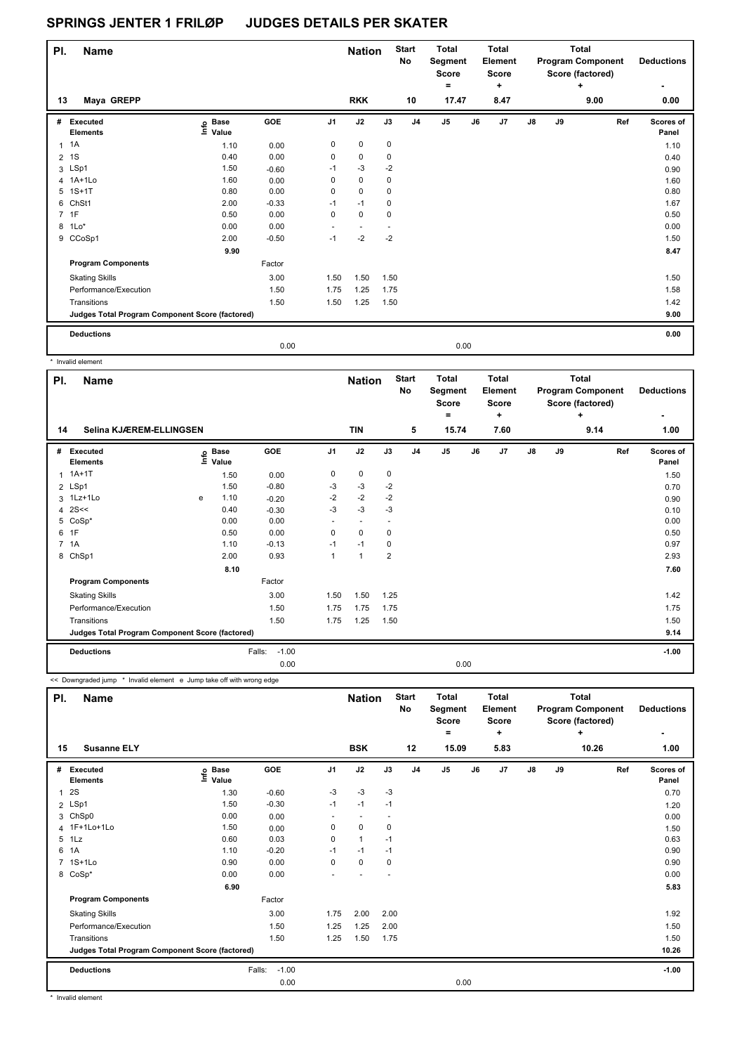# SPRINGS JENTER 1 FRILØP JUDGES DETAILS PER SKATER

| Pl. | Name | Nation | Start No | Total Segment Score = | Total Element Score + | Total Program Component Score (factored) + | Deductions - |
|---|---|---|---|---|---|---|---|
| 13 | Maya GREPP | RKK | 10 | 17.47 | 8.47 | 9.00 | 0.00 |

| # | Executed Elements | Info | Base Value | GOE | J1 | J2 | J3 | J4 | J5 | J6 | J7 | J8 | J9 | Ref | Scores of Panel |
|---|---|---|---|---|---|---|---|---|---|---|---|---|---|---|---|
| 1 | 1A | | 1.10 | 0.00 | 0 | 0 | 0 | | | | | | | | 1.10 |
| 2 | 1S | | 0.40 | 0.00 | 0 | 0 | 0 | | | | | | | | 0.40 |
| 3 | LSp1 | | 1.50 | -0.60 | -1 | -3 | -2 | | | | | | | | 0.90 |
| 4 | 1A+1Lo | | 1.60 | 0.00 | 0 | 0 | 0 | | | | | | | | 1.60 |
| 5 | 1S+1T | | 0.80 | 0.00 | 0 | 0 | 0 | | | | | | | | 0.80 |
| 6 | ChSt1 | | 2.00 | -0.33 | -1 | -1 | 0 | | | | | | | | 1.67 |
| 7 | 1F | | 0.50 | 0.00 | 0 | 0 | 0 | | | | | | | | 0.50 |
| 8 | 1Lo* | | 0.00 | 0.00 | - | - | - | | | | | | | | 0.00 |
| 9 | CCoSp1 | | 2.00 | -0.50 | -1 | -2 | -2 | | | | | | | | 1.50 |
| | | | 9.90 | | | | | | | | | | | | 8.47 |
| | **Program Components** | | | Factor | | | | | | | | | | | |
| | Skating Skills | | | 3.00 | 1.50 | 1.50 | 1.50 | | | | | | | | 1.50 |
| | Performance/Execution | | | 1.50 | 1.75 | 1.25 | 1.75 | | | | | | | | 1.58 |
| | Transitions | | | 1.50 | 1.50 | 1.25 | 1.50 | | | | | | | | 1.42 |
| | **Judges Total Program Component Score (factored)** | | | | | | | | | | | | | | **9.00** |
| | **Deductions** | | | | | | | | | | | | | | **0.00** |
| | | | | 0.00 | | | | | 0.00 | | | | | | |

\* Invalid element

| Pl. | Name | Nation | Start No | Total Segment Score = | Total Element Score + | Total Program Component Score (factored) + | Deductions - |
|---|---|---|---|---|---|---|---|
| 14 | Selina KJÆREM-ELLINGSEN | TIN | 5 | 15.74 | 7.60 | 9.14 | 1.00 |

| # | Executed Elements | Info | Base Value | GOE | J1 | J2 | J3 | J4 | J5 | J6 | J7 | J8 | J9 | Ref | Scores of Panel |
|---|---|---|---|---|---|---|---|---|---|---|---|---|---|---|---|
| 1 | 1A+1T | | 1.50 | 0.00 | 0 | 0 | 0 | | | | | | | | 1.50 |
| 2 | LSp1 | | 1.50 | -0.80 | -3 | -3 | -2 | | | | | | | | 0.70 |
| 3 | 1Lz+1Lo | e | 1.10 | -0.20 | -2 | -2 | -2 | | | | | | | | 0.90 |
| 4 | 2S<< | | 0.40 | -0.30 | -3 | -3 | -3 | | | | | | | | 0.10 |
| 5 | CoSp* | | 0.00 | 0.00 | - | - | - | | | | | | | | 0.00 |
| 6 | 1F | | 0.50 | 0.00 | 0 | 0 | 0 | | | | | | | | 0.50 |
| 7 | 1A | | 1.10 | -0.13 | -1 | -1 | 0 | | | | | | | | 0.97 |
| 8 | ChSp1 | | 2.00 | 0.93 | 1 | 1 | 2 | | | | | | | | 2.93 |
| | | | 8.10 | | | | | | | | | | | | 7.60 |
| | **Program Components** | | | Factor | | | | | | | | | | | |
| | Skating Skills | | | 3.00 | 1.50 | 1.50 | 1.25 | | | | | | | | 1.42 |
| | Performance/Execution | | | 1.50 | 1.75 | 1.75 | 1.75 | | | | | | | | 1.75 |
| | Transitions | | | 1.50 | 1.75 | 1.25 | 1.50 | | | | | | | | 1.50 |
| | **Judges Total Program Component Score (factored)** | | | | | | | | | | | | | | **9.14** |
| | **Deductions** | | | Falls: -1.00 | | | | | | | | | | | **-1.00** |
| | | | | 0.00 | | | | | 0.00 | | | | | | |

<< Downgraded jump * Invalid element e Jump take off with wrong edge

| Pl. | Name | Nation | Start No | Total Segment Score = | Total Element Score + | Total Program Component Score (factored) + | Deductions - |
|---|---|---|---|---|---|---|---|
| 15 | Susanne ELY | BSK | 12 | 15.09 | 5.83 | 10.26 | 1.00 |

| # | Executed Elements | Info | Base Value | GOE | J1 | J2 | J3 | J4 | J5 | J6 | J7 | J8 | J9 | Ref | Scores of Panel |
|---|---|---|---|---|---|---|---|---|---|---|---|---|---|---|---|
| 1 | 2S | | 1.30 | -0.60 | -3 | -3 | -3 | | | | | | | | 0.70 |
| 2 | LSp1 | | 1.50 | -0.30 | -1 | -1 | -1 | | | | | | | | 1.20 |
| 3 | ChSp0 | | 0.00 | 0.00 | - | - | - | | | | | | | | 0.00 |
| 4 | 1F+1Lo+1Lo | | 1.50 | 0.00 | 0 | 0 | 0 | | | | | | | | 1.50 |
| 5 | 1Lz | | 0.60 | 0.03 | 0 | 1 | -1 | | | | | | | | 0.63 |
| 6 | 1A | | 1.10 | -0.20 | -1 | -1 | -1 | | | | | | | | 0.90 |
| 7 | 1S+1Lo | | 0.90 | 0.00 | 0 | 0 | 0 | | | | | | | | 0.90 |
| 8 | CoSp* | | 0.00 | 0.00 | - | - | - | | | | | | | | 0.00 |
| | | | 6.90 | | | | | | | | | | | | 5.83 |
| | **Program Components** | | | Factor | | | | | | | | | | | |
| | Skating Skills | | | 3.00 | 1.75 | 2.00 | 2.00 | | | | | | | | 1.92 |
| | Performance/Execution | | | 1.50 | 1.25 | 1.25 | 2.00 | | | | | | | | 1.50 |
| | Transitions | | | 1.50 | 1.25 | 1.50 | 1.75 | | | | | | | | 1.50 |
| | **Judges Total Program Component Score (factored)** | | | | | | | | | | | | | | **10.26** |
| | **Deductions** | | | Falls: -1.00 | | | | | | | | | | | **-1.00** |
| | | | | 0.00 | | | | | 0.00 | | | | | | |

\* Invalid element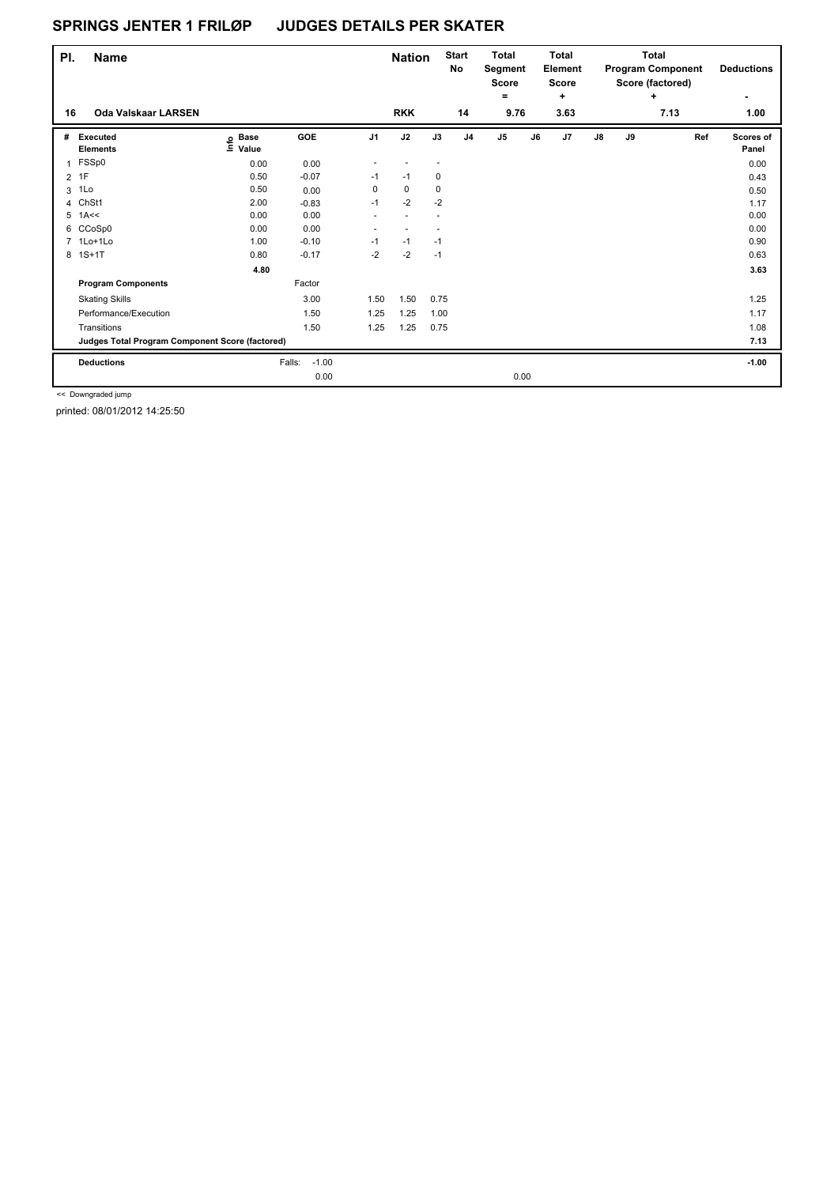# SPRINGS JENTER 1 FRILØP JUDGES DETAILS PER SKATER

| Pl. | Name | Nation | Start No | Total Segment Score = | Total Element Score + | Total Program Component Score (factored) + | Deductions - |
|---|---|---|---|---|---|---|---|
| 16 | Oda Valskaar LARSEN | RKK | 14 | 9.76 | 3.63 | 7.13 | 1.00 |

| # | Executed Elements | Info | Base Value | GOE | J1 | J2 | J3 | J4 | J5 | J6 | J7 | J8 | J9 | Ref | Scores of Panel |
|---|---|---|---|---|---|---|---|---|---|---|---|---|---|---|---|
| 1 | FSSp0 | | 0.00 | 0.00 | - | - | - | | | | | | | | 0.00 |
| 2 | 1F | | 0.50 | -0.07 | -1 | -1 | 0 | | | | | | | | 0.43 |
| 3 | 1Lo | | 0.50 | 0.00 | 0 | 0 | 0 | | | | | | | | 0.50 |
| 4 | ChSt1 | | 2.00 | -0.83 | -1 | -2 | -2 | | | | | | | | 1.17 |
| 5 | 1A<< | | 0.00 | 0.00 | - | - | - | | | | | | | | 0.00 |
| 6 | CCoSp0 | | 0.00 | 0.00 | - | - | - | | | | | | | | 0.00 |
| 7 | 1Lo+1Lo | | 1.00 | -0.10 | -1 | -1 | -1 | | | | | | | | 0.90 |
| 8 | 1S+1T | | 0.80 | -0.17 | -2 | -2 | -1 | | | | | | | | 0.63 |
| | | | 4.80 | | | | | | | | | | | | 3.63 |
| | **Program Components** | | | Factor | | | | | | | | | | | |
| | Skating Skills | | | 3.00 | 1.50 | 1.50 | 0.75 | | | | | | | | 1.25 |
| | Performance/Execution | | | 1.50 | 1.25 | 1.25 | 1.00 | | | | | | | | 1.17 |
| | Transitions | | | 1.50 | 1.25 | 1.25 | 0.75 | | | | | | | | 1.08 |
| | **Judges Total Program Component Score (factored)** | | | | | | | | | | | | | | 7.13 |
| | **Deductions** | | | Falls: -1.00 | | | | | | | | | | | -1.00 |
| | | | | 0.00 | | | | | 0.00 | | | | | | |

<< Downgraded jump

printed: 08/01/2012 14:25:50